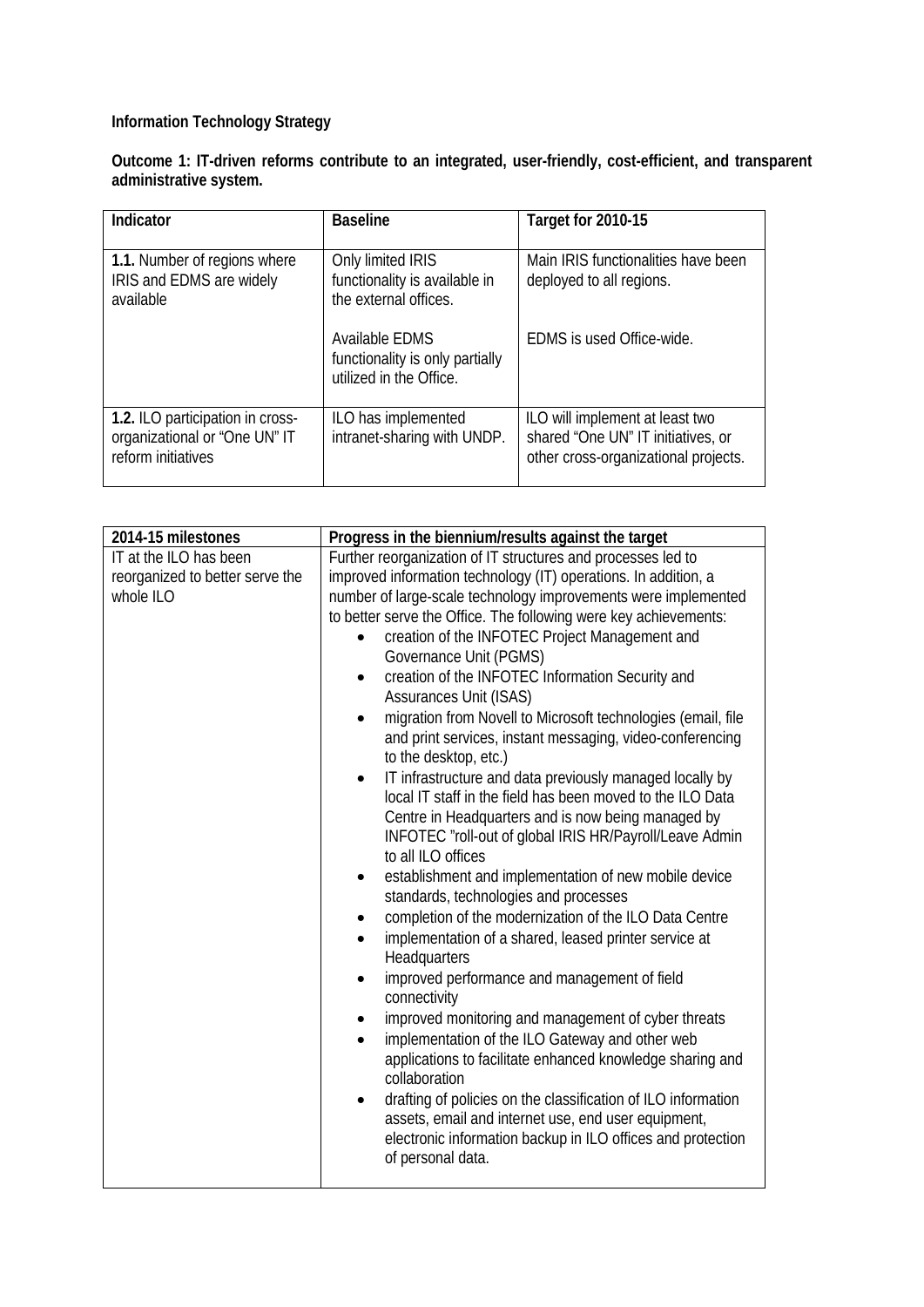**Information Technology Strategy**

**Outcome 1: IT-driven reforms contribute to an integrated, user-friendly, cost-efficient, and transparent administrative system.**

| Indicator | Baseline | Target for 2010-15 |
|---|---|---|
| **1.1.** Number of regions where IRIS and EDMS are widely available | Only limited IRIS functionality is available in the external offices.<br><br>Available EDMS functionality is only partially utilized in the Office. | Main IRIS functionalities have been deployed to all regions.<br><br>EDMS is used Office-wide. |
| **1.2.** ILO participation in cross-organizational or "One UN" IT reform initiatives | ILO has implemented intranet-sharing with UNDP. | ILO will implement at least two shared "One UN" IT initiatives, or other cross-organizational projects. |

| 2014-15 milestones | Progress in the biennium/results against the target |
|---|---|
| IT at the ILO has been reorganized to better serve the whole ILO | Further reorganization of IT structures and processes led to improved information technology (IT) operations. In addition, a number of large-scale technology improvements were implemented to better serve the Office. The following were key achievements:<br>• creation of the INFOTEC Project Management and Governance Unit (PGMS)<br>• creation of the INFOTEC Information Security and Assurances Unit (ISAS)<br>• migration from Novell to Microsoft technologies (email, file and print services, instant messaging, video-conferencing to the desktop, etc.)<br>• IT infrastructure and data previously managed locally by local IT staff in the field has been moved to the ILO Data Centre in Headquarters and is now being managed by INFOTEC "roll-out of global IRIS HR/Payroll/Leave Admin to all ILO offices<br>• establishment and implementation of new mobile device standards, technologies and processes<br>• completion of the modernization of the ILO Data Centre<br>• implementation of a shared, leased printer service at Headquarters<br>• improved performance and management of field connectivity<br>• improved monitoring and management of cyber threats<br>• implementation of the ILO Gateway and other web applications to facilitate enhanced knowledge sharing and collaboration<br>• drafting of policies on the classification of ILO information assets, email and internet use, end user equipment, electronic information backup in ILO offices and protection of personal data. |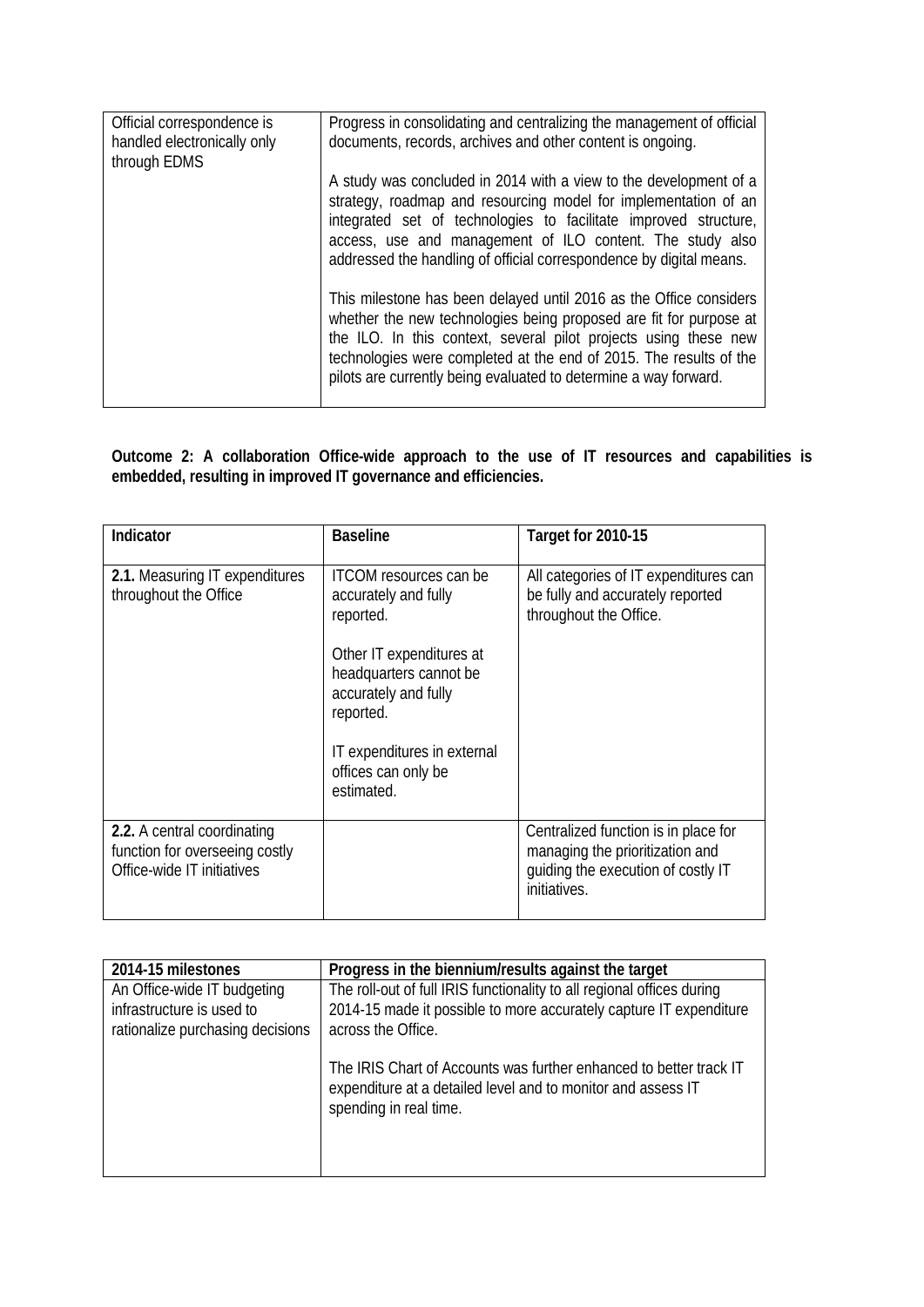| | |
|---|---|
| Official correspondence is handled electronically only through EDMS | Progress in consolidating and centralizing the management of official documents, records, archives and other content is ongoing.<br><br>A study was concluded in 2014 with a view to the development of a strategy, roadmap and resourcing model for implementation of an integrated set of technologies to facilitate improved structure, access, use and management of ILO content. The study also addressed the handling of official correspondence by digital means.<br><br>This milestone has been delayed until 2016 as the Office considers whether the new technologies being proposed are fit for purpose at the ILO. In this context, several pilot projects using these new technologies were completed at the end of 2015. The results of the pilots are currently being evaluated to determine a way forward. |

**Outcome 2: A collaboration Office-wide approach to the use of IT resources and capabilities is embedded, resulting in improved IT governance and efficiencies.**

| Indicator | Baseline | Target for 2010-15 |
|---|---|---|
| **2.1.** Measuring IT expenditures throughout the Office | ITCOM resources can be accurately and fully reported.<br><br>Other IT expenditures at headquarters cannot be accurately and fully reported.<br><br>IT expenditures in external offices can only be estimated. | All categories of IT expenditures can be fully and accurately reported throughout the Office. |
| **2.2.** A central coordinating function for overseeing costly Office-wide IT initiatives | | Centralized function is in place for managing the prioritization and guiding the execution of costly IT initiatives. |

| 2014-15 milestones | Progress in the biennium/results against the target |
|---|---|
| An Office-wide IT budgeting infrastructure is used to rationalize purchasing decisions | The roll-out of full IRIS functionality to all regional offices during 2014-15 made it possible to more accurately capture IT expenditure across the Office.<br><br>The IRIS Chart of Accounts was further enhanced to better track IT expenditure at a detailed level and to monitor and assess IT spending in real time. |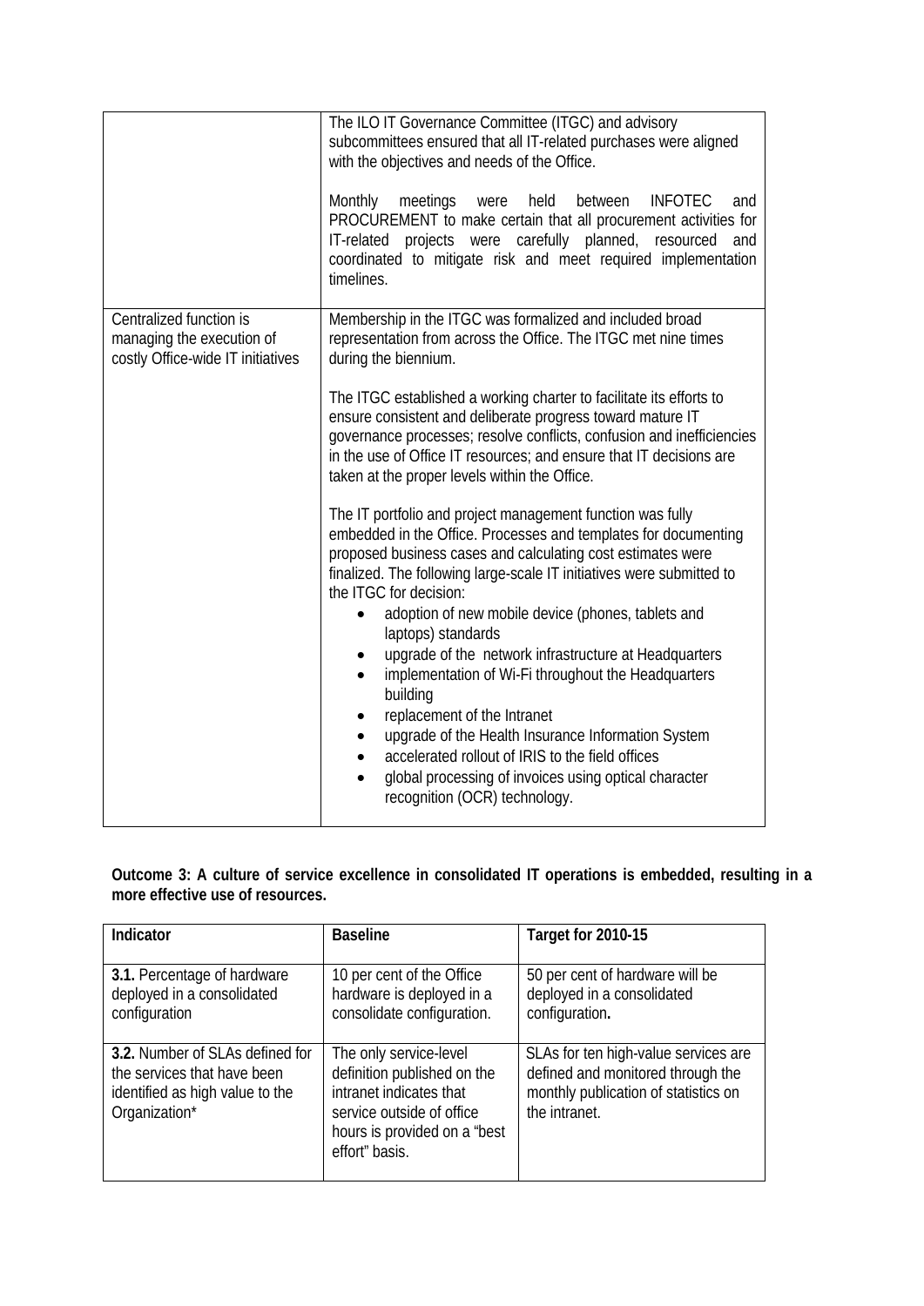| | |
|---|---|
| | The ILO IT Governance Committee (ITGC) and advisory subcommittees ensured that all IT-related purchases were aligned with the objectives and needs of the Office.<br><br>Monthly meetings were held between INFOTEC and PROCUREMENT to make certain that all procurement activities for IT-related projects were carefully planned, resourced and coordinated to mitigate risk and meet required implementation timelines. |
| Centralized function is managing the execution of costly Office-wide IT initiatives | Membership in the ITGC was formalized and included broad representation from across the Office. The ITGC met nine times during the biennium.<br><br>The ITGC established a working charter to facilitate its efforts to ensure consistent and deliberate progress toward mature IT governance processes; resolve conflicts, confusion and inefficiencies in the use of Office IT resources; and ensure that IT decisions are taken at the proper levels within the Office.<br><br>The IT portfolio and project management function was fully embedded in the Office. Processes and templates for documenting proposed business cases and calculating cost estimates were finalized. The following large-scale IT initiatives were submitted to the ITGC for decision:<br>• adoption of new mobile device (phones, tablets and laptops) standards<br>• upgrade of the network infrastructure at Headquarters<br>• implementation of Wi-Fi throughout the Headquarters building<br>• replacement of the Intranet<br>• upgrade of the Health Insurance Information System<br>• accelerated rollout of IRIS to the field offices<br>• global processing of invoices using optical character recognition (OCR) technology. |

**Outcome 3: A culture of service excellence in consolidated IT operations is embedded, resulting in a more effective use of resources.**

| Indicator | Baseline | Target for 2010-15 |
|---|---|---|
| **3.1.** Percentage of hardware deployed in a consolidated configuration | 10 per cent of the Office hardware is deployed in a consolidate configuration. | 50 per cent of hardware will be deployed in a consolidated configuration**.** |
| **3.2.** Number of SLAs defined for the services that have been identified as high value to the Organization* | The only service-level definition published on the intranet indicates that service outside of office hours is provided on a "best effort" basis. | SLAs for ten high-value services are defined and monitored through the monthly publication of statistics on the intranet. |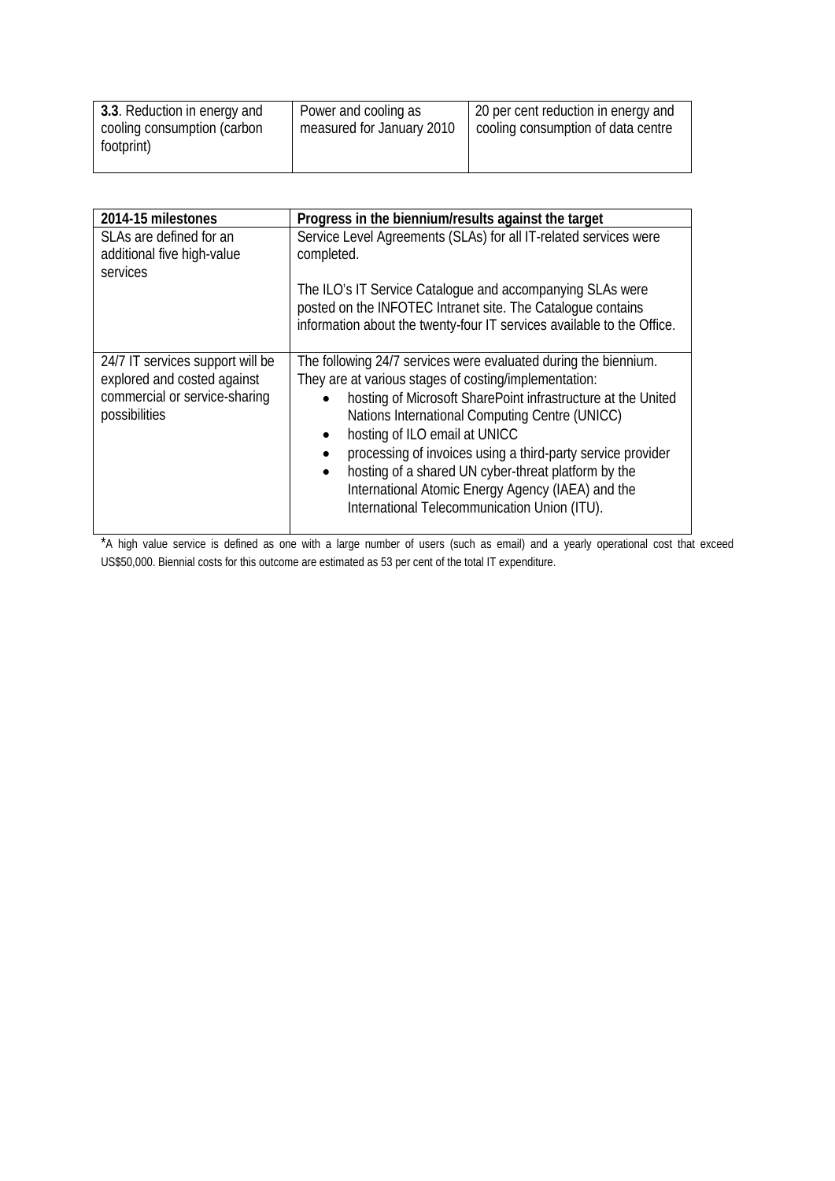| | | |
|---|---|---|
| **3.3**. Reduction in energy and cooling consumption (carbon footprint) | Power and cooling as measured for January 2010 | 20 per cent reduction in energy and cooling consumption of data centre |

| 2014-15 milestones | Progress in the biennium/results against the target |
|---|---|
| SLAs are defined for an additional five high-value services | Service Level Agreements (SLAs) for all IT-related services were completed.<br><br>The ILO's IT Service Catalogue and accompanying SLAs were posted on the INFOTEC Intranet site. The Catalogue contains information about the twenty-four IT services available to the Office. |
| 24/7 IT services support will be explored and costed against commercial or service-sharing possibilities | The following 24/7 services were evaluated during the biennium. They are at various stages of costing/implementation:<br>• hosting of Microsoft SharePoint infrastructure at the United Nations International Computing Centre (UNICC)<br>• hosting of ILO email at UNICC<br>• processing of invoices using a third-party service provider<br>• hosting of a shared UN cyber-threat platform by the International Atomic Energy Agency (IAEA) and the International Telecommunication Union (ITU). |

*A high value service is defined as one with a large number of users (such as email) and a yearly operational cost that exceed US$50,000. Biennial costs for this outcome are estimated as 53 per cent of the total IT expenditure.